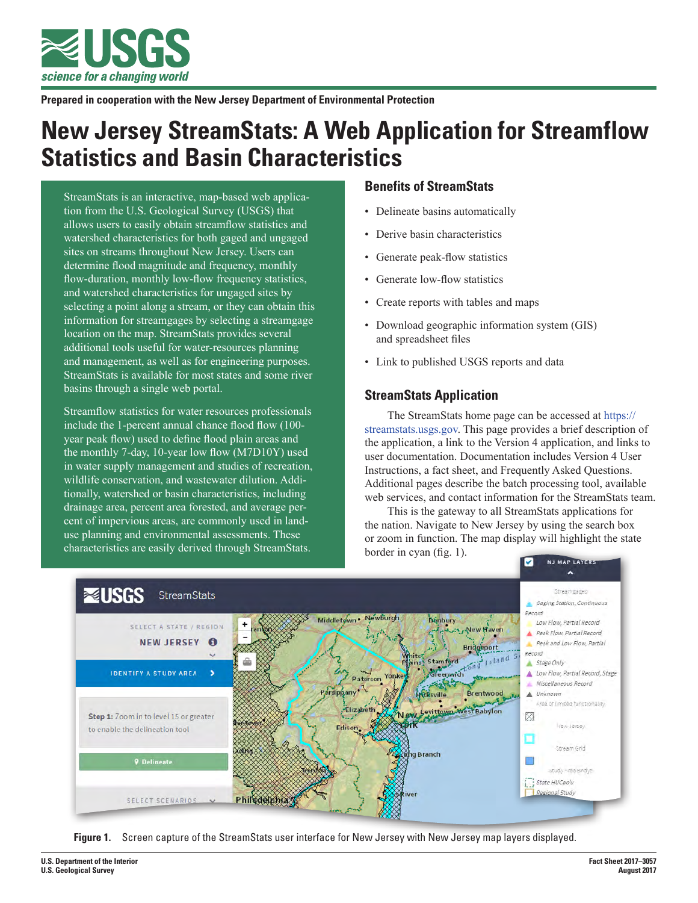Prepared in cooperation with the New Jersey Department of Environmental Protection

# New Jersey StreamStats: A Web Application for Streamflow Statistics and Basin Characteristics

StreamStats is an interactive, map-based web application from the U.S. Geological Survey (USGS) that allows users to easily obtain streamflow statistics and watershed characteristics for both gaged and ungaged sites on streams throughout New Jersey. Users can determine flood magnitude and frequency, monthly flow-duration, monthly low-flow frequency statistics, and watershed characteristics for ungaged sites by selecting a point along a stream, or they can obtain this information for streamgages by selecting a streamgage location on the map. StreamStats provides several additional tools useful for water-resources planning and management, as well as for engineering purposes. StreamStats is available for most states and some river basins through a single web portal.

Streamflow statistics for water resources professionals include the 1-percent annual chance flood flow (100-year peak flow) used to define flood plain areas and the monthly 7-day, 10-year low flow (M7D10Y) used in water supply management and studies of recreation, wildlife conservation, and wastewater dilution. Additionally, watershed or basin characteristics, including drainage area, percent area forested, and average percent of impervious areas, are commonly used in land-use planning and environmental assessments. These characteristics are easily derived through StreamStats.

## Benefits of StreamStats

- Delineate basins automatically
- Derive basin characteristics
- Generate peak-flow statistics
- Generate low-flow statistics
- Create reports with tables and maps
- Download geographic information system (GIS) and spreadsheet files
- Link to published USGS reports and data

## StreamStats Application

The StreamStats home page can be accessed at https://streamstats.usgs.gov. This page provides a brief description of the application, a link to the Version 4 application, and links to user documentation. Documentation includes Version 4 User Instructions, a fact sheet, and Frequently Asked Questions. Additional pages describe the batch processing tool, available web services, and contact information for the StreamStats team.

This is the gateway to all StreamStats applications for the nation. Navigate to New Jersey by using the search box or zoom in function. The map display will highlight the state border in cyan (fig. 1).

**Figure 1.** Screen capture of the StreamStats user interface for New Jersey with New Jersey map layers displayed.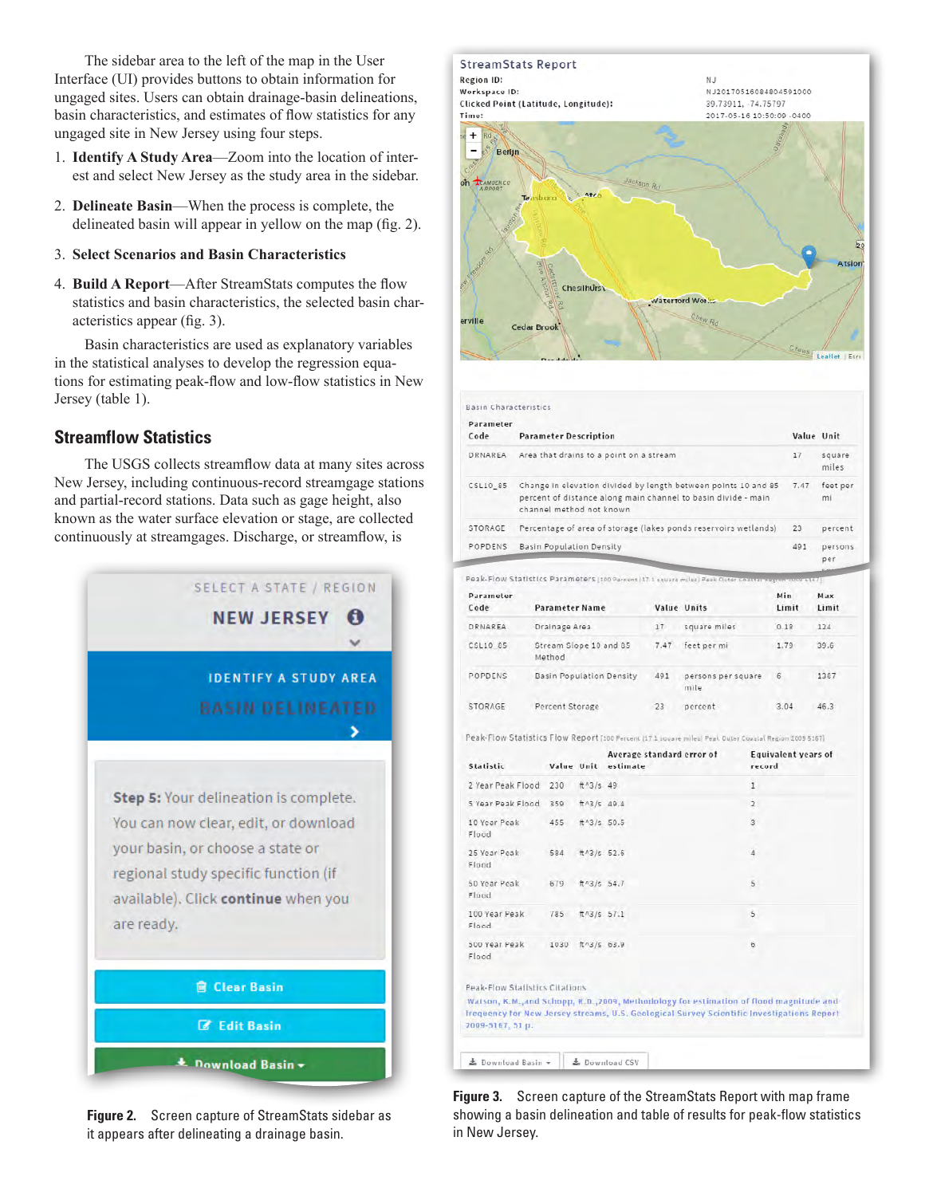The sidebar area to the left of the map in the User Interface (UI) provides buttons to obtain information for ungaged sites. Users can obtain drainage-basin delineations, basin characteristics, and estimates of flow statistics for any ungaged site in New Jersey using four steps.

1. **Identify A Study Area**—Zoom into the location of interest and select New Jersey as the study area in the sidebar.
2. **Delineate Basin**—When the process is complete, the delineated basin will appear in yellow on the map (fig. 2).
3. **Select Scenarios and Basin Characteristics**
4. **Build A Report**—After StreamStats computes the flow statistics and basin characteristics, the selected basin characteristics appear (fig. 3).

Basin characteristics are used as explanatory variables in the statistical analyses to develop the regression equations for estimating peak-flow and low-flow statistics in New Jersey (table 1).

## Streamflow Statistics

The USGS collects streamflow data at many sites across New Jersey, including continuous-record streamgage stations and partial-record stations. Data such as gage height, also known as the water surface elevation or stage, are collected continuously at streamgages. Discharge, or streamflow, is

**Figure 2.** Screen capture of StreamStats sidebar as it appears after delineating a drainage basin.

**Figure 3.** Screen capture of the StreamStats Report with map frame showing a basin delineation and table of results for peak-flow statistics in New Jersey.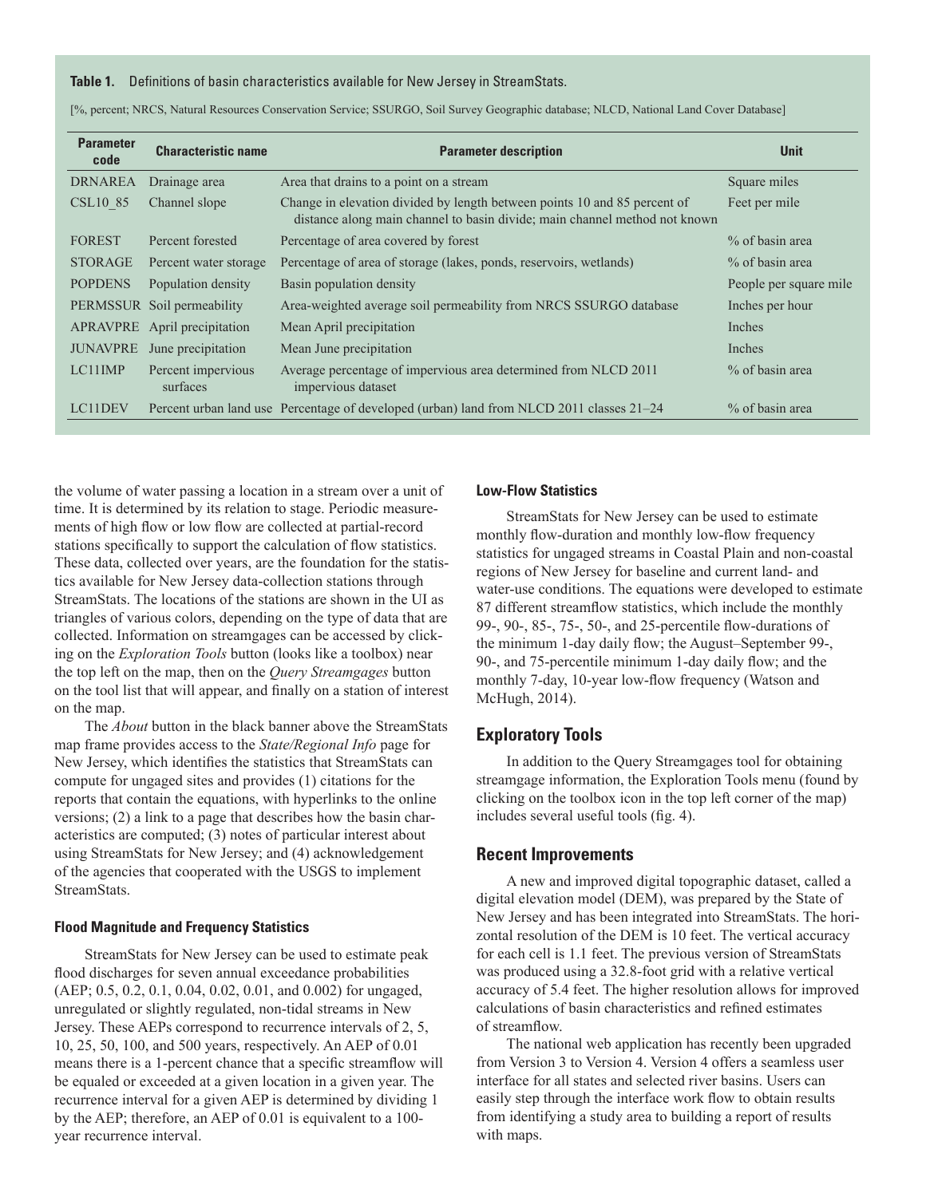**Table 1.** Definitions of basin characteristics available for New Jersey in StreamStats.

[%, percent; NRCS, Natural Resources Conservation Service; SSURGO, Soil Survey Geographic database; NLCD, National Land Cover Database]

| Parameter code | Characteristic name | Parameter description | Unit |
|---|---|---|---|
| DRNAREA | Drainage area | Area that drains to a point on a stream | Square miles |
| CSL10_85 | Channel slope | Change in elevation divided by length between points 10 and 85 percent of distance along main channel to basin divide; main channel method not known | Feet per mile |
| FOREST | Percent forested | Percentage of area covered by forest | % of basin area |
| STORAGE | Percent water storage | Percentage of area of storage (lakes, ponds, reservoirs, wetlands) | % of basin area |
| POPDENS | Population density | Basin population density | People per square mile |
| PERMSSUR | Soil permeability | Area-weighted average soil permeability from NRCS SSURGO database | Inches per hour |
| APRAVPRE | April precipitation | Mean April precipitation | Inches |
| JUNAVPRE | June precipitation | Mean June precipitation | Inches |
| LC11IMP | Percent impervious surfaces | Average percentage of impervious area determined from NLCD 2011 impervious dataset | % of basin area |
| LC11DEV | Percent urban land use | Percentage of developed (urban) land from NLCD 2011 classes 21–24 | % of basin area |

the volume of water passing a location in a stream over a unit of time. It is determined by its relation to stage. Periodic measurements of high flow or low flow are collected at partial-record stations specifically to support the calculation of flow statistics. These data, collected over years, are the foundation for the statistics available for New Jersey data-collection stations through StreamStats. The locations of the stations are shown in the UI as triangles of various colors, depending on the type of data that are collected. Information on streamgages can be accessed by clicking on the *Exploration Tools* button (looks like a toolbox) near the top left on the map, then on the *Query Streamgages* button on the tool list that will appear, and finally on a station of interest on the map.

The *About* button in the black banner above the StreamStats map frame provides access to the *State/Regional Info* page for New Jersey, which identifies the statistics that StreamStats can compute for ungaged sites and provides (1) citations for the reports that contain the equations, with hyperlinks to the online versions; (2) a link to a page that describes how the basin characteristics are computed; (3) notes of particular interest about using StreamStats for New Jersey; and (4) acknowledgement of the agencies that cooperated with the USGS to implement StreamStats.

#### Flood Magnitude and Frequency Statistics

StreamStats for New Jersey can be used to estimate peak flood discharges for seven annual exceedance probabilities (AEP; 0.5, 0.2, 0.1, 0.04, 0.02, 0.01, and 0.002) for ungaged, unregulated or slightly regulated, non-tidal streams in New Jersey. These AEPs correspond to recurrence intervals of 2, 5, 10, 25, 50, 100, and 500 years, respectively. An AEP of 0.01 means there is a 1-percent chance that a specific streamflow will be equaled or exceeded at a given location in a given year. The recurrence interval for a given AEP is determined by dividing 1 by the AEP; therefore, an AEP of 0.01 is equivalent to a 100-year recurrence interval.

#### Low-Flow Statistics

StreamStats for New Jersey can be used to estimate monthly flow-duration and monthly low-flow frequency statistics for ungaged streams in Coastal Plain and non-coastal regions of New Jersey for baseline and current land- and water-use conditions. The equations were developed to estimate 87 different streamflow statistics, which include the monthly 99-, 90-, 85-, 75-, 50-, and 25-percentile flow-durations of the minimum 1-day daily flow; the August–September 99-, 90-, and 75-percentile minimum 1-day daily flow; and the monthly 7-day, 10-year low-flow frequency (Watson and McHugh, 2014).

### Exploratory Tools

In addition to the Query Streamgages tool for obtaining streamgage information, the Exploration Tools menu (found by clicking on the toolbox icon in the top left corner of the map) includes several useful tools (fig. 4).

### Recent Improvements

A new and improved digital topographic dataset, called a digital elevation model (DEM), was prepared by the State of New Jersey and has been integrated into StreamStats. The horizontal resolution of the DEM is 10 feet. The vertical accuracy for each cell is 1.1 feet. The previous version of StreamStats was produced using a 32.8-foot grid with a relative vertical accuracy of 5.4 feet. The higher resolution allows for improved calculations of basin characteristics and refined estimates of streamflow.

The national web application has recently been upgraded from Version 3 to Version 4. Version 4 offers a seamless user interface for all states and selected river basins. Users can easily step through the interface work flow to obtain results from identifying a study area to building a report of results with maps.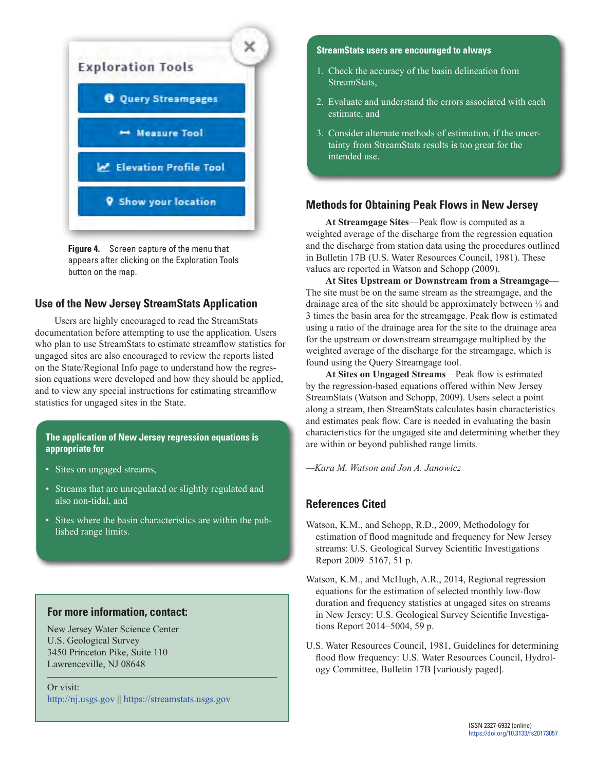Figure 4. Screen capture of the menu that appears after clicking on the Exploration Tools button on the map.

## Use of the New Jersey StreamStats Application

Users are highly encouraged to read the StreamStats documentation before attempting to use the application. Users who plan to use StreamStats to estimate streamflow statistics for ungaged sites are also encouraged to review the reports listed on the State/Regional Info page to understand how the regression equations were developed and how they should be applied, and to view any special instructions for estimating streamflow statistics for ungaged sites in the State.

**The application of New Jersey regression equations is appropriate for**

- Sites on ungaged streams,
- Streams that are unregulated or slightly regulated and also non-tidal, and
- Sites where the basin characteristics are within the published range limits.

### For more information, contact:

New Jersey Water Science Center
U.S. Geological Survey
3450 Princeton Pike, Suite 110
Lawrenceville, NJ 08648

Or visit:
http://nj.usgs.gov || https://streamstats.usgs.gov

**StreamStats users are encouraged to always**

1. Check the accuracy of the basin delineation from StreamStats,
2. Evaluate and understand the errors associated with each estimate, and
3. Consider alternate methods of estimation, if the uncertainty from StreamStats results is too great for the intended use.

## Methods for Obtaining Peak Flows in New Jersey

**At Streamgage Sites**—Peak flow is computed as a weighted average of the discharge from the regression equation and the discharge from station data using the procedures outlined in Bulletin 17B (U.S. Water Resources Council, 1981). These values are reported in Watson and Schopp (2009).

**At Sites Upstream or Downstream from a Streamgage**—The site must be on the same stream as the streamgage, and the drainage area of the site should be approximately between ⅓ and 3 times the basin area for the streamgage. Peak flow is estimated using a ratio of the drainage area for the site to the drainage area for the upstream or downstream streamgage multiplied by the weighted average of the discharge for the streamgage, which is found using the Query Streamgage tool.

**At Sites on Ungaged Streams**—Peak flow is estimated by the regression-based equations offered within New Jersey StreamStats (Watson and Schopp, 2009). Users select a point along a stream, then StreamStats calculates basin characteristics and estimates peak flow. Care is needed in evaluating the basin characteristics for the ungaged site and determining whether they are within or beyond published range limits.

—*Kara M. Watson and Jon A. Janowicz*

## References Cited

Watson, K.M., and Schopp, R.D., 2009, Methodology for estimation of flood magnitude and frequency for New Jersey streams: U.S. Geological Survey Scientific Investigations Report 2009–5167, 51 p.

Watson, K.M., and McHugh, A.R., 2014, Regional regression equations for the estimation of selected monthly low-flow duration and frequency statistics at ungaged sites on streams in New Jersey: U.S. Geological Survey Scientific Investigations Report 2014–5004, 59 p.

U.S. Water Resources Council, 1981, Guidelines for determining flood flow frequency: U.S. Water Resources Council, Hydrology Committee, Bulletin 17B [variously paged].

ISSN 2327-6932 (online)
https://doi.org/10.3133/fs20173057